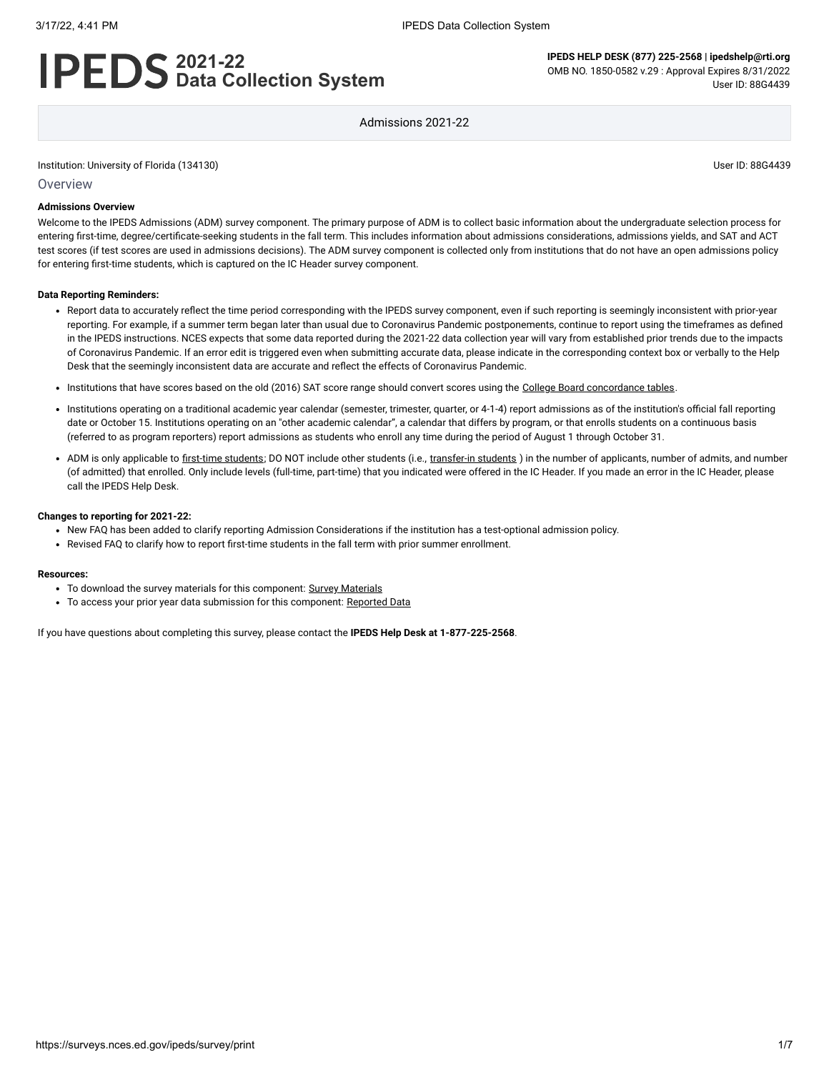# IPEDS 2021-22 Data Collection System

**IPEDS HELP DESK (877) 225-2568 | ipedshelp@rti.org**
OMB NO. 1850-0582 v.29 : Approval Expires 8/31/2022
User ID: 88G4439

Admissions 2021-22

Institution: University of Florida (134130)

User ID: 88G4439

## Overview

**Admissions Overview**

Welcome to the IPEDS Admissions (ADM) survey component. The primary purpose of ADM is to collect basic information about the undergraduate selection process for entering first-time, degree/certificate-seeking students in the fall term. This includes information about admissions considerations, admissions yields, and SAT and ACT test scores (if test scores are used in admissions decisions). The ADM survey component is collected only from institutions that do not have an open admissions policy for entering first-time students, which is captured on the IC Header survey component.

**Data Reporting Reminders:**

- Report data to accurately reflect the time period corresponding with the IPEDS survey component, even if such reporting is seemingly inconsistent with prior-year reporting. For example, if a summer term began later than usual due to Coronavirus Pandemic postponements, continue to report using the timeframes as defined in the IPEDS instructions. NCES expects that some data reported during the 2021-22 data collection year will vary from established prior trends due to the impacts of Coronavirus Pandemic. If an error edit is triggered even when submitting accurate data, please indicate in the corresponding context box or verbally to the Help Desk that the seemingly inconsistent data are accurate and reflect the effects of Coronavirus Pandemic.
- Institutions that have scores based on the old (2016) SAT score range should convert scores using the College Board concordance tables.
- Institutions operating on a traditional academic year calendar (semester, trimester, quarter, or 4-1-4) report admissions as of the institution's official fall reporting date or October 15. Institutions operating on an "other academic calendar", a calendar that differs by program, or that enrolls students on a continuous basis (referred to as program reporters) report admissions as students who enroll any time during the period of August 1 through October 31.
- ADM is only applicable to first-time students; DO NOT include other students (i.e., transfer-in students ) in the number of applicants, number of admits, and number (of admitted) that enrolled. Only include levels (full-time, part-time) that you indicated were offered in the IC Header. If you made an error in the IC Header, please call the IPEDS Help Desk.

**Changes to reporting for 2021-22:**

- New FAQ has been added to clarify reporting Admission Considerations if the institution has a test-optional admission policy.
- Revised FAQ to clarify how to report first-time students in the fall term with prior summer enrollment.

**Resources:**

- To download the survey materials for this component: Survey Materials
- To access your prior year data submission for this component: Reported Data

If you have questions about completing this survey, please contact the **IPEDS Help Desk at 1-877-225-2568**.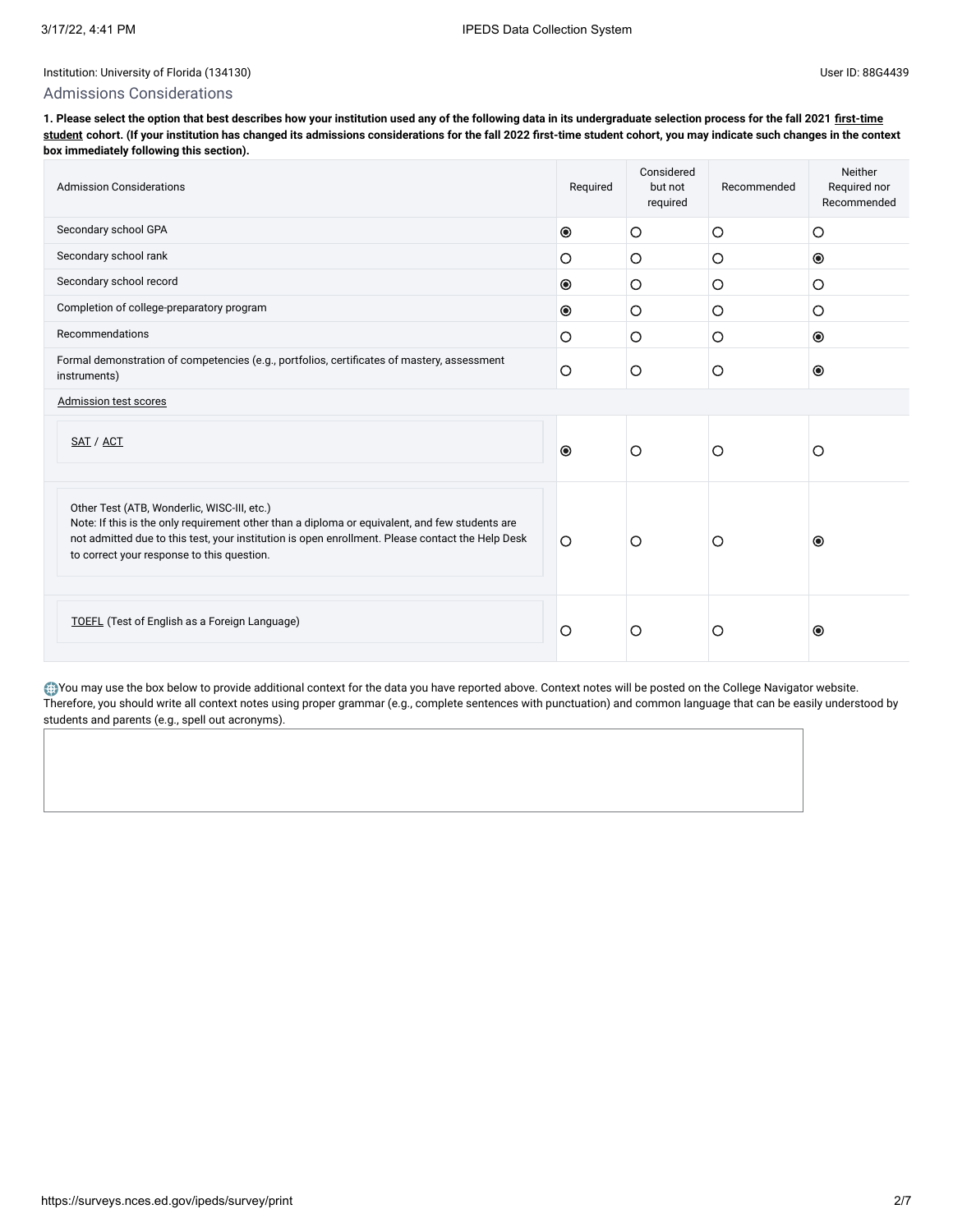Institution: University of Florida (134130)

User ID: 88G4439

## Admissions Considerations

**1. Please select the option that best describes how your institution used any of the following data in its undergraduate selection process for the fall 2021 first-time student cohort. (If your institution has changed its admissions considerations for the fall 2022 first-time student cohort, you may indicate such changes in the context box immediately following this section).**

| Admission Considerations | Required | Considered but not required | Recommended | Neither Required nor Recommended |
|---|---|---|---|---|
| Secondary school GPA | ◉ | ○ | ○ | ○ |
| Secondary school rank | ○ | ○ | ○ | ◉ |
| Secondary school record | ◉ | ○ | ○ | ○ |
| Completion of college-preparatory program | ◉ | ○ | ○ | ○ |
| Recommendations | ○ | ○ | ○ | ◉ |
| Formal demonstration of competencies (e.g., portfolios, certificates of mastery, assessment instruments) | ○ | ○ | ○ | ◉ |
| Admission test scores | | | | |
| SAT / ACT | ◉ | ○ | ○ | ○ |
| Other Test (ATB, Wonderlic, WISC-III, etc.) Note: If this is the only requirement other than a diploma or equivalent, and few students are not admitted due to this test, your institution is open enrollment. Please contact the Help Desk to correct your response to this question. | ○ | ○ | ○ | ◉ |
| TOEFL (Test of English as a Foreign Language) | ○ | ○ | ○ | ◉ |

You may use the box below to provide additional context for the data you have reported above. Context notes will be posted on the College Navigator website. Therefore, you should write all context notes using proper grammar (e.g., complete sentences with punctuation) and common language that can be easily understood by students and parents (e.g., spell out acronyms).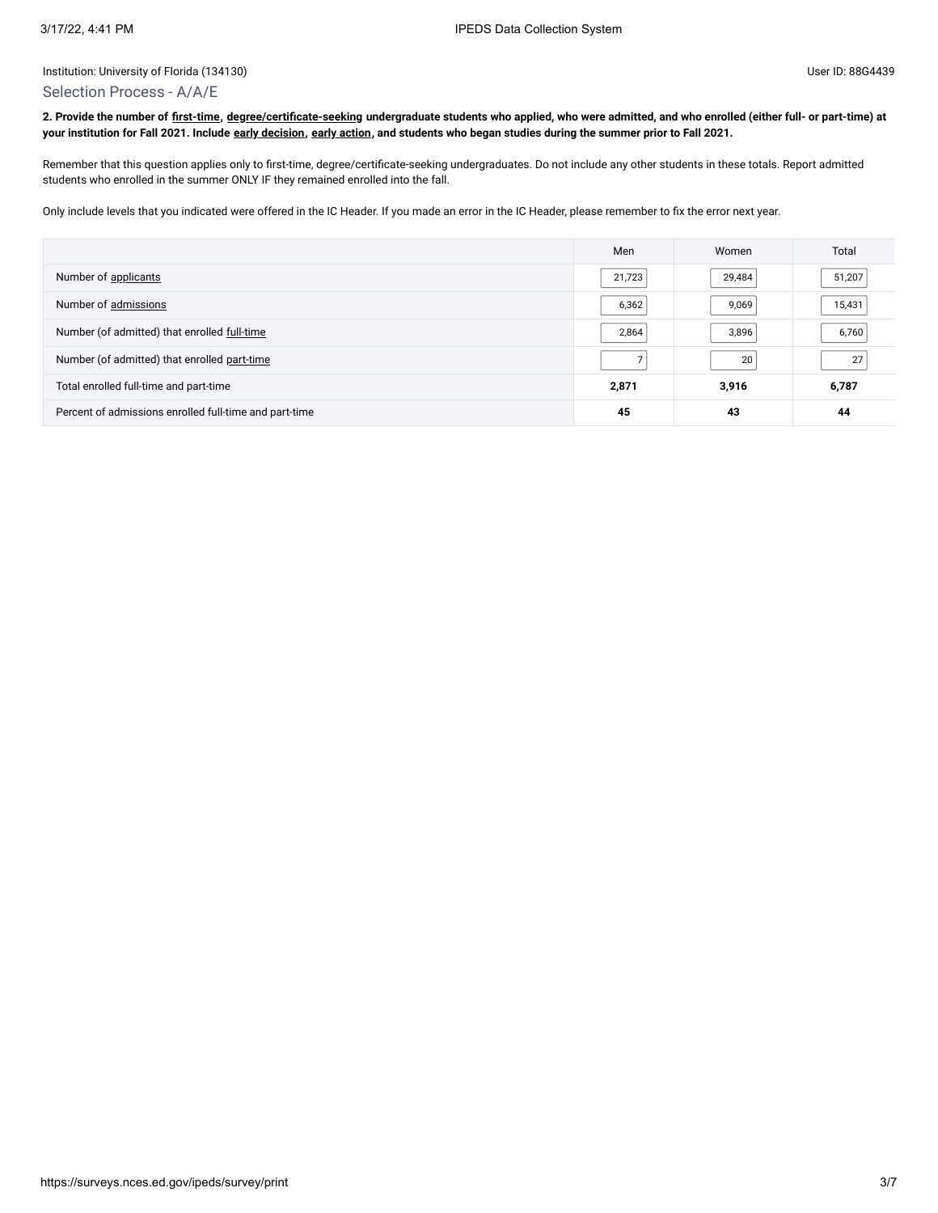Institution: University of Florida (134130)

User ID: 88G4439

## Selection Process - A/A/E

**2. Provide the number of first-time, degree/certificate-seeking undergraduate students who applied, who were admitted, and who enrolled (either full- or part-time) at your institution for Fall 2021. Include early decision, early action, and students who began studies during the summer prior to Fall 2021.**

Remember that this question applies only to first-time, degree/certificate-seeking undergraduates. Do not include any other students in these totals. Report admitted students who enrolled in the summer ONLY IF they remained enrolled into the fall.

Only include levels that you indicated were offered in the IC Header. If you made an error in the IC Header, please remember to fix the error next year.

| | Men | Women | Total |
|---|---|---|---|
| Number of applicants | 21,723 | 29,484 | 51,207 |
| Number of admissions | 6,362 | 9,069 | 15,431 |
| Number (of admitted) that enrolled full-time | 2,864 | 3,896 | 6,760 |
| Number (of admitted) that enrolled part-time | 7 | 20 | 27 |
| Total enrolled full-time and part-time | **2,871** | **3,916** | **6,787** |
| Percent of admissions enrolled full-time and part-time | **45** | **43** | **44** |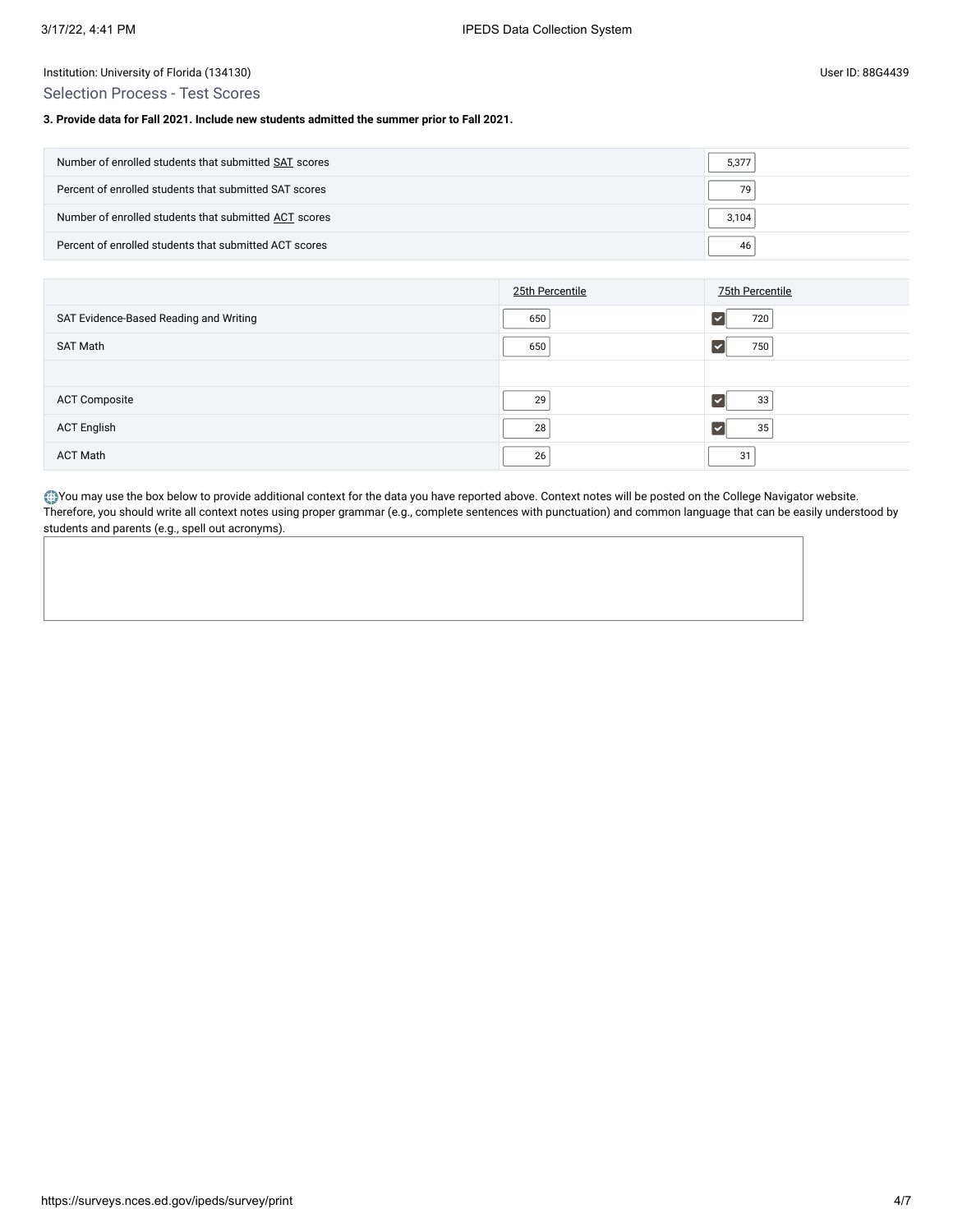Institution: University of Florida (134130)

User ID: 88G4439

## Selection Process - Test Scores

**3. Provide data for Fall 2021. Include new students admitted the summer prior to Fall 2021.**

| | |
|---|---|
| Number of enrolled students that submitted SAT scores | 5,377 |
| Percent of enrolled students that submitted SAT scores | 79 |
| Number of enrolled students that submitted ACT scores | 3,104 |
| Percent of enrolled students that submitted ACT scores | 46 |

| | 25th Percentile | 75th Percentile |
|---|---|---|
| SAT Evidence-Based Reading and Writing | 650 | 720 |
| SAT Math | 650 | 750 |
| | | |
| ACT Composite | 29 | 33 |
| ACT English | 28 | 35 |
| ACT Math | 26 | 31 |

You may use the box below to provide additional context for the data you have reported above. Context notes will be posted on the College Navigator website. Therefore, you should write all context notes using proper grammar (e.g., complete sentences with punctuation) and common language that can be easily understood by students and parents (e.g., spell out acronyms).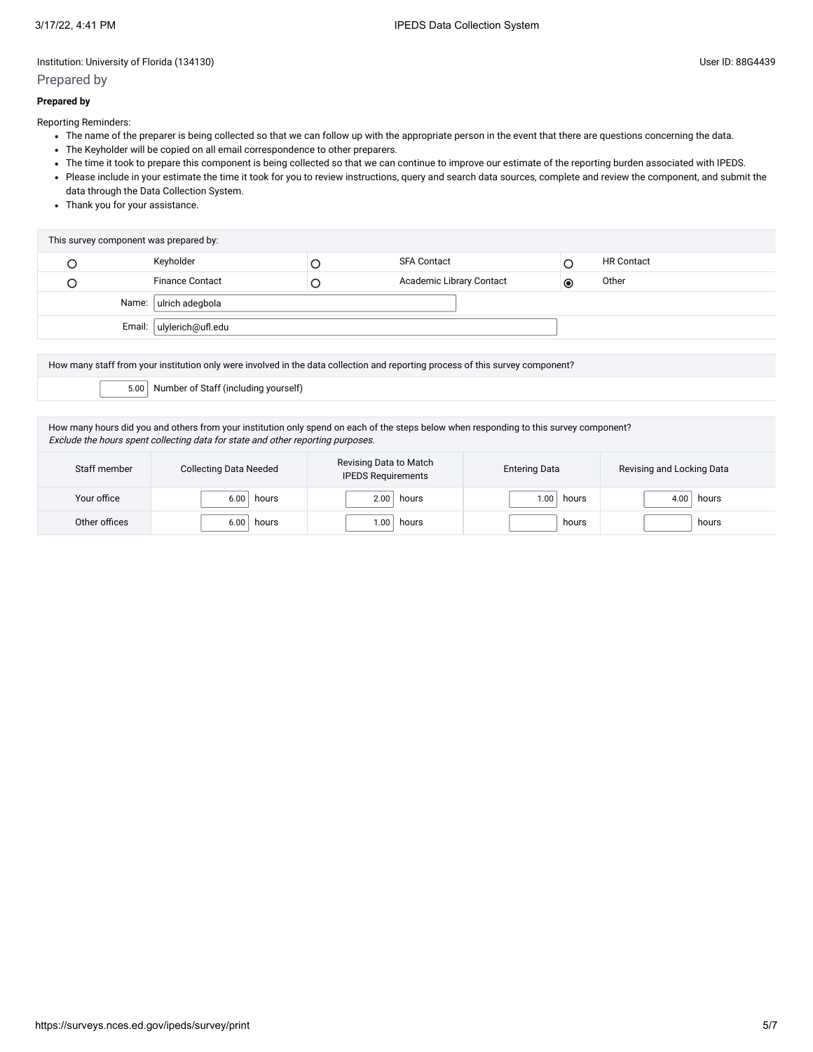Institution: University of Florida (134130)

User ID: 88G4439

## Prepared by

**Prepared by**

Reporting Reminders:

- The name of the preparer is being collected so that we can follow up with the appropriate person in the event that there are questions concerning the data.
- The Keyholder will be copied on all email correspondence to other preparers.
- The time it took to prepare this component is being collected so that we can continue to improve our estimate of the reporting burden associated with IPEDS.
- Please include in your estimate the time it took for you to review instructions, query and search data sources, complete and review the component, and submit the data through the Data Collection System.
- Thank you for your assistance.

| This survey component was prepared by: | | | | | |
|---|---|---|---|---|---|
| ○ | Keyholder | ○ | SFA Contact | ○ | HR Contact |
| ○ | Finance Contact | ○ | Academic Library Contact | ◉ | Other |
| Name: | ulrich adegbola | | | | |
| Email: | ulylerich@ufl.edu | | | | |

| How many staff from your institution only were involved in the data collection and reporting process of this survey component? | |
|---|---|
| 5.00 | Number of Staff (including yourself) |

How many hours did you and others from your institution only spend on each of the steps below when responding to this survey component?
*Exclude the hours spent collecting data for state and other reporting purposes.*

| Staff member | Collecting Data Needed | Revising Data to Match IPEDS Requirements | Entering Data | Revising and Locking Data |
|---|---|---|---|---|
| Your office | 6.00 hours | 2.00 hours | 1.00 hours | 4.00 hours |
| Other offices | 6.00 hours | 1.00 hours | hours | hours |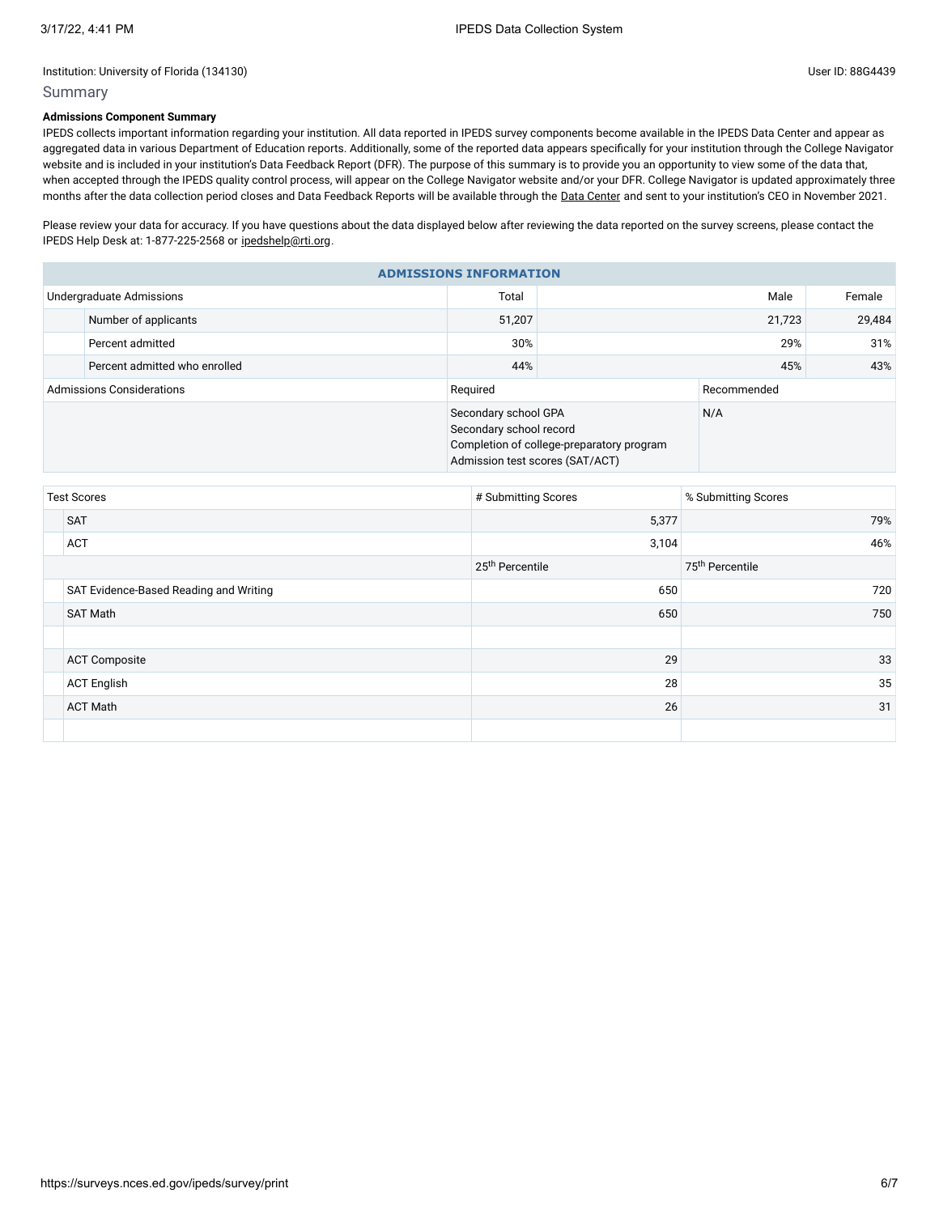Institution: University of Florida (134130)

User ID: 88G4439

## Summary

**Admissions Component Summary**

IPEDS collects important information regarding your institution. All data reported in IPEDS survey components become available in the IPEDS Data Center and appear as aggregated data in various Department of Education reports. Additionally, some of the reported data appears specifically for your institution through the College Navigator website and is included in your institution's Data Feedback Report (DFR). The purpose of this summary is to provide you an opportunity to view some of the data that, when accepted through the IPEDS quality control process, will appear on the College Navigator website and/or your DFR. College Navigator is updated approximately three months after the data collection period closes and Data Feedback Reports will be available through the Data Center and sent to your institution's CEO in November 2021.

Please review your data for accuracy. If you have questions about the data displayed below after reviewing the data reported on the survey screens, please contact the IPEDS Help Desk at: 1-877-225-2568 or ipedshelp@rti.org.

**ADMISSIONS INFORMATION**

| Undergraduate Admissions | Total | Male | Female |
|---|---|---|---|
| Number of applicants | 51,207 | 21,723 | 29,484 |
| Percent admitted | 30% | 29% | 31% |
| Percent admitted who enrolled | 44% | 45% | 43% |

| Admissions Considerations | Required | Recommended |
|---|---|---|
| | Secondary school GPA<br>Secondary school record<br>Completion of college-preparatory program<br>Admission test scores (SAT/ACT) | N/A |

| Test Scores | # Submitting Scores | % Submitting Scores |
|---|---|---|
| SAT | 5,377 | 79% |
| ACT | 3,104 | 46% |
| | 25th Percentile | 75th Percentile |
| SAT Evidence-Based Reading and Writing | 650 | 720 |
| SAT Math | 650 | 750 |
| | | |
| ACT Composite | 29 | 33 |
| ACT English | 28 | 35 |
| ACT Math | 26 | 31 |
| | | |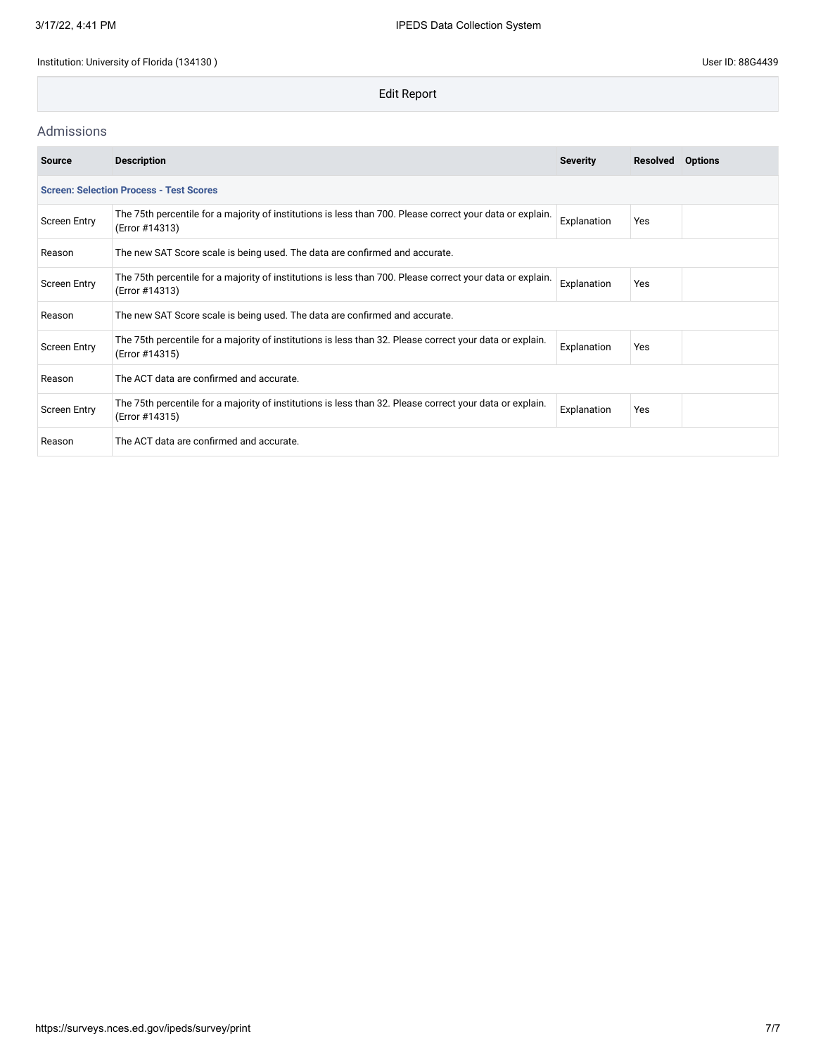Institution: University of Florida (134130 )

User ID: 88G4439

Edit Report

## Admissions

| Source | Description | Severity | Resolved | Options |
|---|---|---|---|---|
| **Screen: Selection Process - Test Scores** | | | | |
| Screen Entry | The 75th percentile for a majority of institutions is less than 700. Please correct your data or explain. (Error #14313) | Explanation | Yes | |
| Reason | The new SAT Score scale is being used. The data are confirmed and accurate. | | | |
| Screen Entry | The 75th percentile for a majority of institutions is less than 700. Please correct your data or explain. (Error #14313) | Explanation | Yes | |
| Reason | The new SAT Score scale is being used. The data are confirmed and accurate. | | | |
| Screen Entry | The 75th percentile for a majority of institutions is less than 32. Please correct your data or explain. (Error #14315) | Explanation | Yes | |
| Reason | The ACT data are confirmed and accurate. | | | |
| Screen Entry | The 75th percentile for a majority of institutions is less than 32. Please correct your data or explain. (Error #14315) | Explanation | Yes | |
| Reason | The ACT data are confirmed and accurate. | | | |